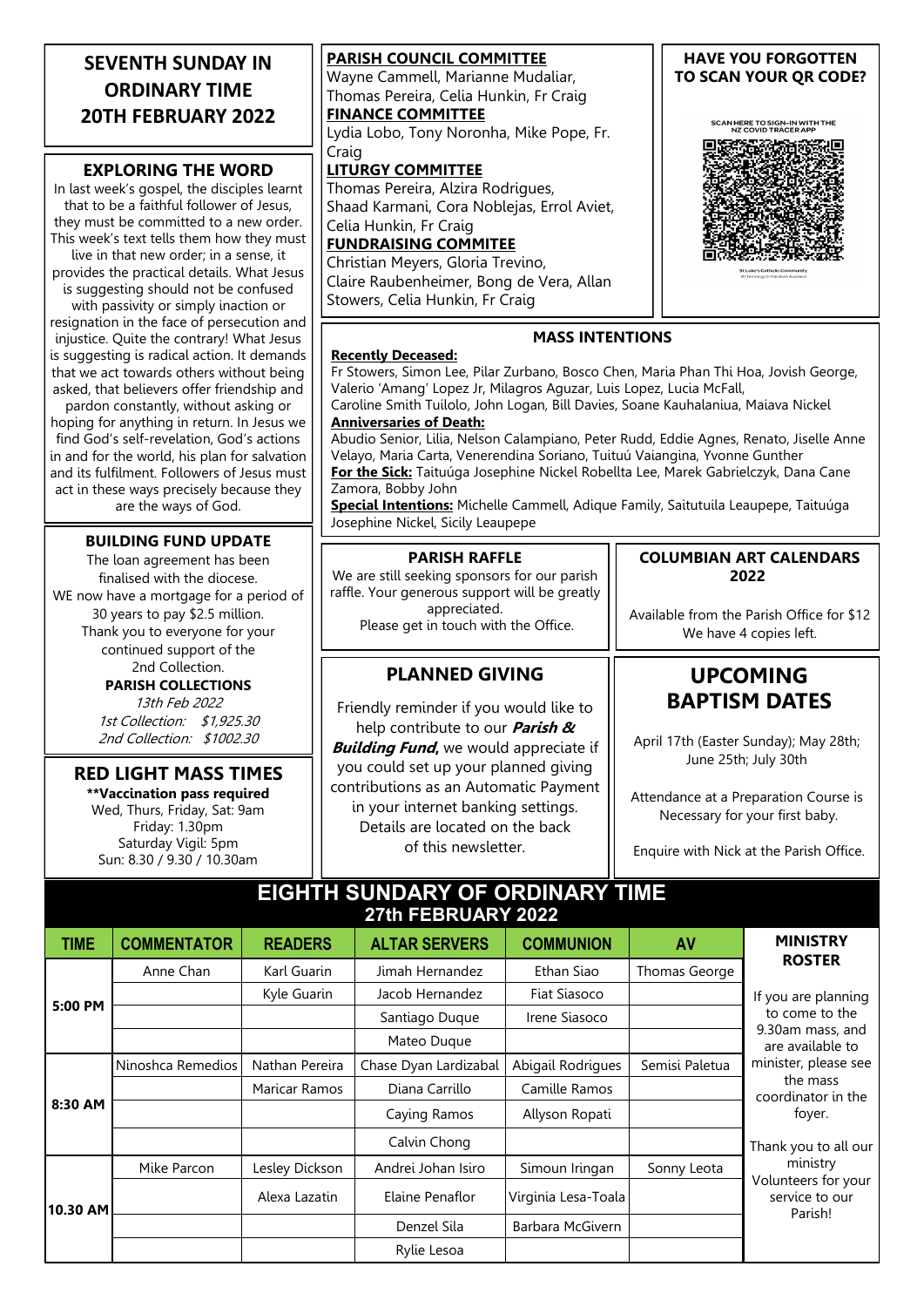# SEVENTH SUNDAY IN ORDINARY TIME 20TH FEBRUARY 2022

## EXPLORING THE WORD

In last week's gospel, the disciples learnt that to be a faithful follower of Jesus, they must be committed to a new order. This week's text tells them how they must live in that new order; in a sense, it provides the practical details. What Jesus is suggesting should not be confused with passivity or simply inaction or resignation in the face of persecution and injustice. Quite the contrary! What Jesus is suggesting is radical action. It demands that we act towards others without being asked, that believers offer friendship and pardon constantly, without asking or hoping for anything in return. In Jesus we find God's self-revelation, God's actions in and for the world, his plan for salvation and its fulfilment. Followers of Jesus must act in these ways precisely because they are the ways of God.

## BUILDING FUND UPDATE

The loan agreement has been finalised with the diocese.
WE now have a mortgage for a period of 30 years to pay $2.5 million.
Thank you to everyone for your continued support of the 2nd Collection.

**PARISH COLLECTIONS**

*13th Feb 2022*
*1st Collection: $1,925.30*
*2nd Collection: $1002.30*

## RED LIGHT MASS TIMES

**\*\*Vaccination pass required**
Wed, Thurs, Friday, Sat: 9am
Friday: 1.30pm
Saturday Vigil: 5pm
Sun: 8.30 / 9.30 / 10.30am

**PARISH COUNCIL COMMITTEE**
Wayne Cammell, Marianne Mudaliar, Thomas Pereira, Celia Hunkin, Fr Craig

**FINANCE COMMITTEE**
Lydia Lobo, Tony Noronha, Mike Pope, Fr. Craig

**LITURGY COMMITTEE**
Thomas Pereira, Alzira Rodrigues, Shaad Karmani, Cora Noblejas, Errol Aviet, Celia Hunkin, Fr Craig

**FUNDRAISING COMMITEE**
Christian Meyers, Gloria Trevino, Claire Raubenheimer, Bong de Vera, Allan Stowers, Celia Hunkin, Fr Craig

## HAVE YOU FORGOTTEN TO SCAN YOUR QR CODE?

SCAN HERE TO SIGN-IN WITH THE NZ COVID TRACER APP

## MASS INTENTIONS

**Recently Deceased:**
Fr Stowers, Simon Lee, Pilar Zurbano, Bosco Chen, Maria Phan Thi Hoa, Jovish George, Valerio 'Amang' Lopez Jr, Milagros Aguzar, Luis Lopez, Lucia McFall, Caroline Smith Tuilolo, John Logan, Bill Davies, Soane Kauhalaniua, Maiava Nickel

**Anniversaries of Death:**
Abudio Senior, Lilia, Nelson Calampiano, Peter Rudd, Eddie Agnes, Renato, Jiselle Anne Velayo, Maria Carta, Venerendina Soriano, Tuituú Vaiangina, Yvonne Gunther

**For the Sick:** Taituúga Josephine Nickel Robellta Lee, Marek Gabrielczyk, Dana Cane Zamora, Bobby John

**Special Intentions:** Michelle Cammell, Adique Family, Saitutuila Leaupepe, Taituúga Josephine Nickel, Sicily Leaupepe

## PARISH RAFFLE

We are still seeking sponsors for our parish raffle. Your generous support will be greatly appreciated.
Please get in touch with the Office.

## COLUMBIAN ART CALENDARS 2022

Available from the Parish Office for $12
We have 4 copies left.

## PLANNED GIVING

Friendly reminder if you would like to help contribute to our ***Parish & Building Fund***, we would appreciate if you could set up your planned giving contributions as an Automatic Payment in your internet banking settings. Details are located on the back of this newsletter.

## UPCOMING BAPTISM DATES

April 17th (Easter Sunday); May 28th; June 25th; July 30th

Attendance at a Preparation Course is Necessary for your first baby.

Enquire with Nick at the Parish Office.

## EIGHTH SUNDARY OF ORDINARY TIME 27th FEBRUARY 2022

| TIME | COMMENTATOR | READERS | ALTAR SERVERS | COMMUNION | AV |
|---|---|---|---|---|---|
| 5:00 PM | Anne Chan | Karl Guarin | Jimah Hernandez | Ethan Siao | Thomas George |
| | | Kyle Guarin | Jacob Hernandez | Fiat Siasoco | |
| | | | Santiago Duque | Irene Siasoco | |
| | | | Mateo Duque | | |
| 8:30 AM | Ninoshca Remedios | Nathan Pereira | Chase Dyan Lardizabal | Abigail Rodrigues | Semisi Paletua |
| | | Maricar Ramos | Diana Carrillo | Camille Ramos | |
| | | | Caying Ramos | Allyson Ropati | |
| | | | Calvin Chong | | |
| 10.30 AM | Mike Parcon | Lesley Dickson | Andrei Johan Isiro | Simoun Iringan | Sonny Leota |
| | | Alexa Lazatin | Elaine Penaflor | Virginia Lesa-Toala | |
| | | | Denzel Sila | Barbara McGivern | |
| | | | Rylie Lesoa | | |

**MINISTRY ROSTER**

If you are planning to come to the 9.30am mass, and are available to minister, please see the mass coordinator in the foyer.

Thank you to all our ministry Volunteers for your service to our Parish!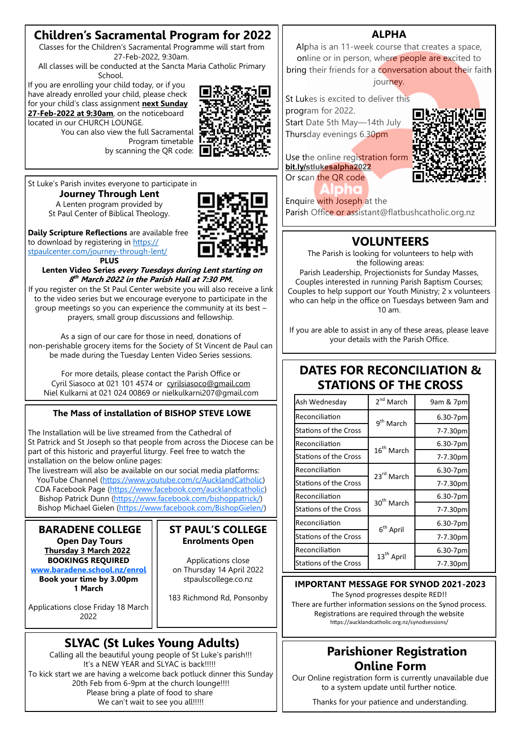## Children's Sacramental Program for 2022

Classes for the Children's Sacramental Programme will start from 27-Feb-2022, 9:30am.

All classes will be conducted at the Sancta Maria Catholic Primary School.

If you are enrolling your child today, or if you have already enrolled your child, please check for your child's class assignment **next Sunday 27-Feb-2022 at 9:30am**, on the noticeboard located in our CHURCH LOUNGE.

You can also view the full Sacramental Program timetable by scanning the QR code:

St Luke's Parish invites everyone to participate in

### Journey Through Lent

A Lenten program provided by St Paul Center of Biblical Theology.

**Daily Scripture Reflections** are available free to download by registering in https://stpaulcenter.com/journey-through-lent/

**PLUS**

**Lenten Video Series *every Tuesdays during Lent starting on 8th March 2022 in the Parish Hall at 7:30 PM.***

If you register on the St Paul Center website you will also receive a link to the video series but we encourage everyone to participate in the group meetings so you can experience the community at its best – prayers, small group discussions and fellowship.

As a sign of our care for those in need, donations of non-perishable grocery items for the Society of St Vincent de Paul can be made during the Tuesday Lenten Video Series sessions.

For more details, please contact the Parish Office or Cyril Siasoco at 021 101 4574 or cyrilsiasoco@gmail.com
Niel Kulkarni at 021 024 00869 or nielkulkarni207@gmail.com

### The Mass of installation of BISHOP STEVE LOWE

The Installation will be live streamed from the Cathedral of St Patrick and St Joseph so that people from across the Diocese can be part of this historic and prayerful liturgy. Feel free to watch the installation on the below online pages:

The livestream will also be available on our social media platforms:
YouTube Channel (https://www.youtube.com/c/AucklandCatholic)
CDA Facebook Page (https://www.facebook.com/aucklandcatholic)
Bishop Patrick Dunn (https://www.facebook.com/bishoppatrick/)
Bishop Michael Gielen (https://www.facebook.com/BishopGielen/)

### BARADENE COLLEGE

**Open Day Tours**
**Thursday 3 March 2022**
**BOOKINGS REQUIRED**
**www.baradene.school.nz/enrol**
**Book your time by 3.00pm 1 March**

Applications close Friday 18 March 2022

### ST PAUL'S COLLEGE

**Enrolments Open**

Applications close on Thursday 14 April 2022
stpaulscollege.co.nz

183 Richmond Rd, Ponsonby

## SLYAC (St Lukes Young Adults)

Calling all the beautiful young people of St Luke's parish!!!
It's a NEW YEAR and SLYAC is back!!!!!
To kick start we are having a welcome back potluck dinner this Sunday 20th Feb from 6-9pm at the church lounge!!!!
Please bring a plate of food to share
We can't wait to see you all!!!!!

### ALPHA

Alpha is an 11-week course that creates a space, online or in person, where people are excited to bring their friends for a conversation about their faith journey.

St Lukes is excited to deliver this program for 2022.
Start Date 5th May—14th July
Thursday evenings 6.30pm

Use the online registration form **bit.ly/stlukesalpha2022**
Or scan the QR code

Enquire with Joseph at the Parish Office or assistant@flatbushcatholic.org.nz

## VOLUNTEERS

The Parish is looking for volunteers to help with the following areas:
Parish Leadership, Projectionists for Sunday Masses, Couples interested in running Parish Baptism Courses; Couples to help support our Youth Ministry; 2 x volunteers who can help in the office on Tuesdays between 9am and 10 am.

If you are able to assist in any of these areas, please leave your details with the Parish Office.

## DATES FOR RECONCILIATION & STATIONS OF THE CROSS

| | | |
|---|---|---|
| Ash Wednesday | 2nd March | 9am & 7pm |
| Reconciliation | 9th March | 6.30-7pm |
| Stations of the Cross | | 7-7.30pm |
| Reconciliation | 16th March | 6.30-7pm |
| Stations of the Cross | | 7-7.30pm |
| Reconciliation | 23rd March | 6.30-7pm |
| Stations of the Cross | | 7-7.30pm |
| Reconciliation | 30th March | 6.30-7pm |
| Stations of the Cross | | 7-7.30pm |
| Reconciliation | 6th April | 6.30-7pm |
| Stations of the Cross | | 7-7.30pm |
| Reconciliation | 13th April | 6.30-7pm |
| Stations of the Cross | | 7-7.30pm |

### IMPORTANT MESSAGE FOR SYNOD 2021-2023

The Synod progresses despite RED!!
There are further information sessions on the Synod process.
Registrations are required through the website
https://aucklandcatholic.org.nz/synodsessions/

## Parishioner Registration Online Form

Our Online registration form is currently unavailable due to a system update until further notice.

Thanks for your patience and understanding.